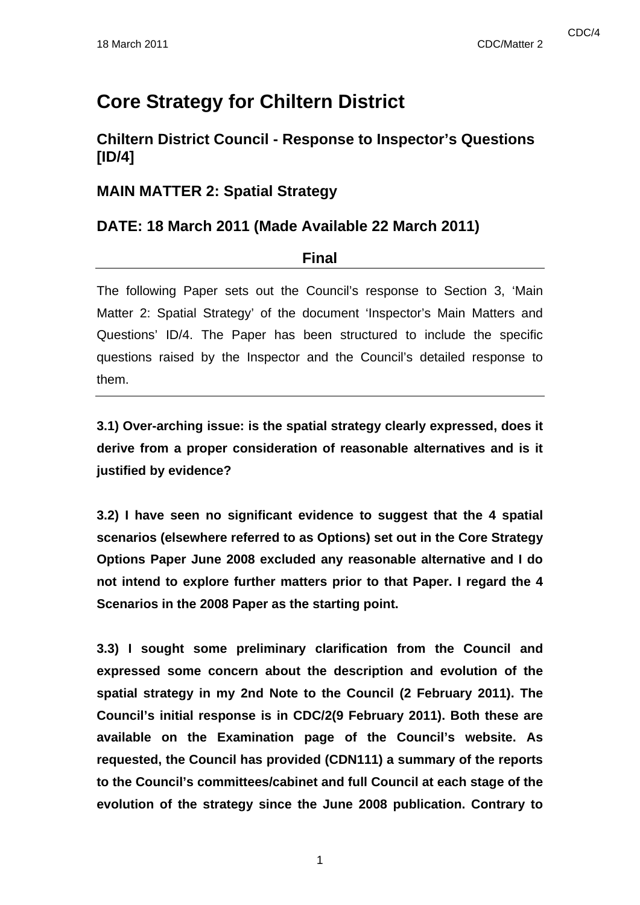# Core Strategy for Chiltern District

## Chiltern District Council - Response to Inspector's Questions [ID/4]

## MAIN MATTER 2: Spatial Strategy

## DATE: 18 March 2011 (Made Available 22 March 2011)

**Final**

---

The following Paper sets out the Council's response to Section 3, 'Main Matter 2: Spatial Strategy' of the document 'Inspector's Main Matters and Questions' ID/4. The Paper has been structured to include the specific questions raised by the Inspector and the Council's detailed response to them.

---

**3.1) Over-arching issue: is the spatial strategy clearly expressed, does it derive from a proper consideration of reasonable alternatives and is it justified by evidence?**

**3.2) I have seen no significant evidence to suggest that the 4 spatial scenarios (elsewhere referred to as Options) set out in the Core Strategy Options Paper June 2008 excluded any reasonable alternative and I do not intend to explore further matters prior to that Paper. I regard the 4 Scenarios in the 2008 Paper as the starting point.**

**3.3) I sought some preliminary clarification from the Council and expressed some concern about the description and evolution of the spatial strategy in my 2nd Note to the Council (2 February 2011). The Council's initial response is in CDC/2(9 February 2011). Both these are available on the Examination page of the Council's website. As requested, the Council has provided (CDN111) a summary of the reports to the Council's committees/cabinet and full Council at each stage of the evolution of the strategy since the June 2008 publication. Contrary to**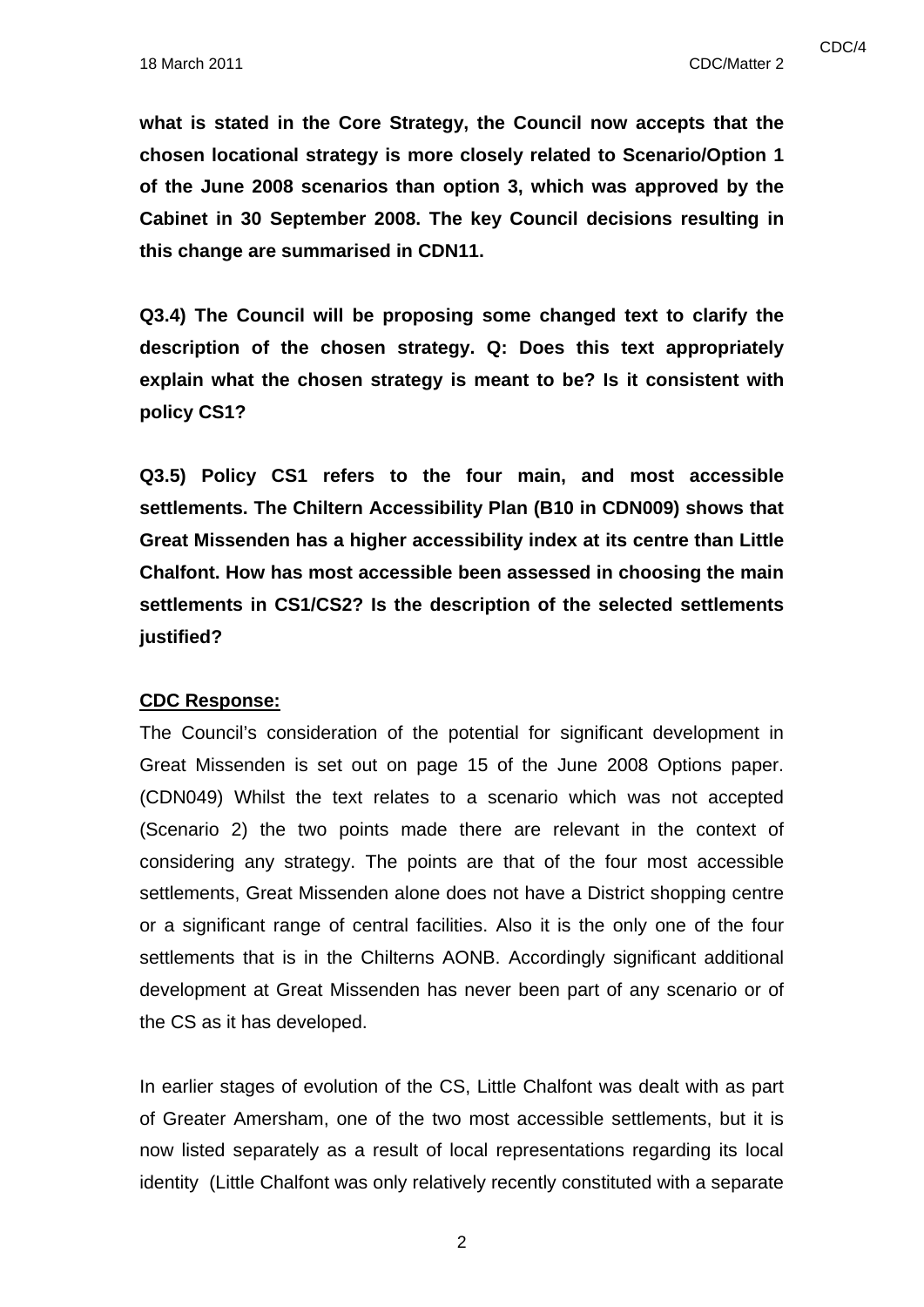**what is stated in the Core Strategy, the Council now accepts that the chosen locational strategy is more closely related to Scenario/Option 1 of the June 2008 scenarios than option 3, which was approved by the Cabinet in 30 September 2008. The key Council decisions resulting in this change are summarised in CDN11.**

**Q3.4) The Council will be proposing some changed text to clarify the description of the chosen strategy. Q: Does this text appropriately explain what the chosen strategy is meant to be? Is it consistent with policy CS1?**

**Q3.5) Policy CS1 refers to the four main, and most accessible settlements. The Chiltern Accessibility Plan (B10 in CDN009) shows that Great Missenden has a higher accessibility index at its centre than Little Chalfont. How has most accessible been assessed in choosing the main settlements in CS1/CS2? Is the description of the selected settlements justified?**

**CDC Response:**

The Council's consideration of the potential for significant development in Great Missenden is set out on page 15 of the June 2008 Options paper. (CDN049) Whilst the text relates to a scenario which was not accepted (Scenario 2) the two points made there are relevant in the context of considering any strategy. The points are that of the four most accessible settlements, Great Missenden alone does not have a District shopping centre or a significant range of central facilities. Also it is the only one of the four settlements that is in the Chilterns AONB. Accordingly significant additional development at Great Missenden has never been part of any scenario or of the CS as it has developed.

In earlier stages of evolution of the CS, Little Chalfont was dealt with as part of Greater Amersham, one of the two most accessible settlements, but it is now listed separately as a result of local representations regarding its local identity (Little Chalfont was only relatively recently constituted with a separate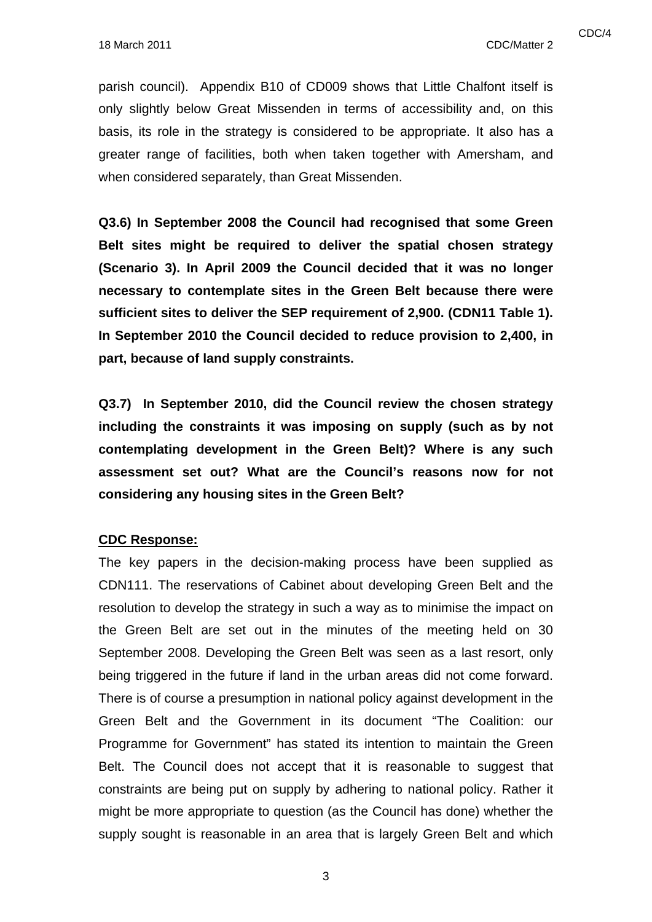parish council). Appendix B10 of CD009 shows that Little Chalfont itself is only slightly below Great Missenden in terms of accessibility and, on this basis, its role in the strategy is considered to be appropriate. It also has a greater range of facilities, both when taken together with Amersham, and when considered separately, than Great Missenden.

**Q3.6) In September 2008 the Council had recognised that some Green Belt sites might be required to deliver the spatial chosen strategy (Scenario 3). In April 2009 the Council decided that it was no longer necessary to contemplate sites in the Green Belt because there were sufficient sites to deliver the SEP requirement of 2,900. (CDN11 Table 1). In September 2010 the Council decided to reduce provision to 2,400, in part, because of land supply constraints.**

**Q3.7) In September 2010, did the Council review the chosen strategy including the constraints it was imposing on supply (such as by not contemplating development in the Green Belt)? Where is any such assessment set out? What are the Council's reasons now for not considering any housing sites in the Green Belt?**

**CDC Response:**

The key papers in the decision-making process have been supplied as CDN111. The reservations of Cabinet about developing Green Belt and the resolution to develop the strategy in such a way as to minimise the impact on the Green Belt are set out in the minutes of the meeting held on 30 September 2008. Developing the Green Belt was seen as a last resort, only being triggered in the future if land in the urban areas did not come forward. There is of course a presumption in national policy against development in the Green Belt and the Government in its document "The Coalition: our Programme for Government" has stated its intention to maintain the Green Belt. The Council does not accept that it is reasonable to suggest that constraints are being put on supply by adhering to national policy. Rather it might be more appropriate to question (as the Council has done) whether the supply sought is reasonable in an area that is largely Green Belt and which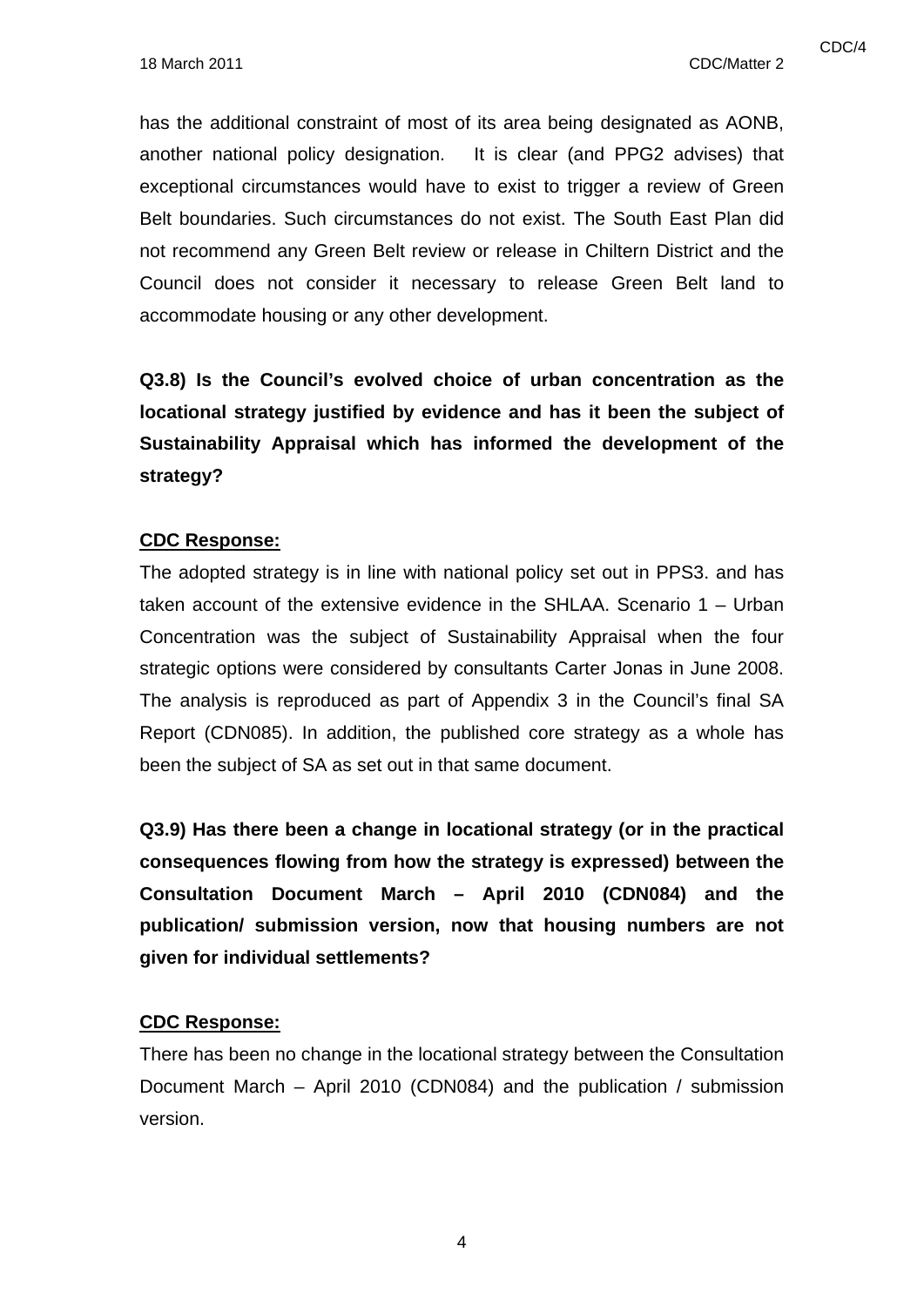has the additional constraint of most of its area being designated as AONB, another national policy designation. It is clear (and PPG2 advises) that exceptional circumstances would have to exist to trigger a review of Green Belt boundaries. Such circumstances do not exist. The South East Plan did not recommend any Green Belt review or release in Chiltern District and the Council does not consider it necessary to release Green Belt land to accommodate housing or any other development.

**Q3.8) Is the Council's evolved choice of urban concentration as the locational strategy justified by evidence and has it been the subject of Sustainability Appraisal which has informed the development of the strategy?**

**CDC Response:**

The adopted strategy is in line with national policy set out in PPS3. and has taken account of the extensive evidence in the SHLAA. Scenario 1 – Urban Concentration was the subject of Sustainability Appraisal when the four strategic options were considered by consultants Carter Jonas in June 2008. The analysis is reproduced as part of Appendix 3 in the Council's final SA Report (CDN085). In addition, the published core strategy as a whole has been the subject of SA as set out in that same document.

**Q3.9) Has there been a change in locational strategy (or in the practical consequences flowing from how the strategy is expressed) between the Consultation Document March – April 2010 (CDN084) and the publication/ submission version, now that housing numbers are not given for individual settlements?**

**CDC Response:**

There has been no change in the locational strategy between the Consultation Document March – April 2010 (CDN084) and the publication / submission version.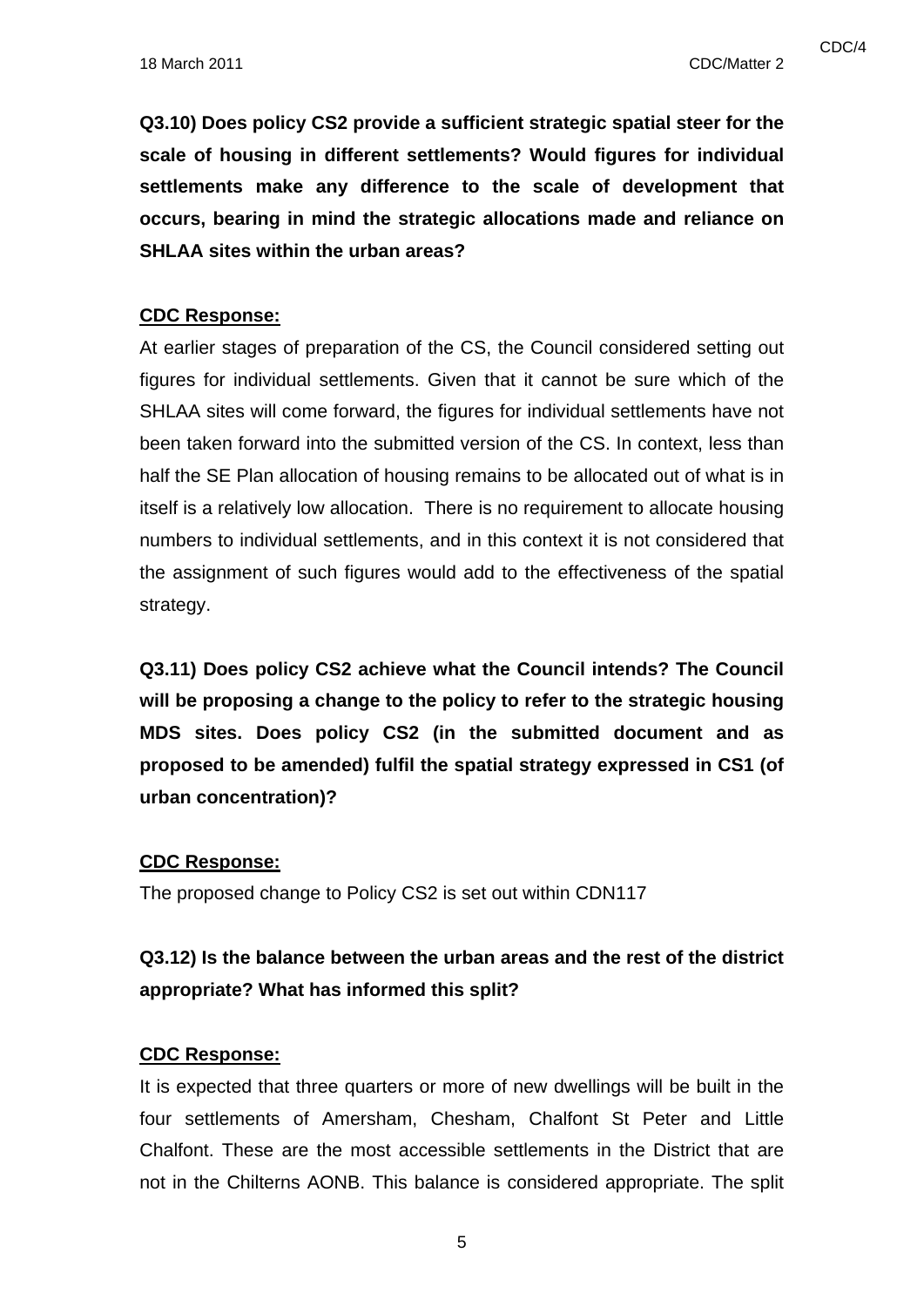**Q3.10) Does policy CS2 provide a sufficient strategic spatial steer for the scale of housing in different settlements? Would figures for individual settlements make any difference to the scale of development that occurs, bearing in mind the strategic allocations made and reliance on SHLAA sites within the urban areas?**

**<u>CDC Response:</u>**

At earlier stages of preparation of the CS, the Council considered setting out figures for individual settlements. Given that it cannot be sure which of the SHLAA sites will come forward, the figures for individual settlements have not been taken forward into the submitted version of the CS. In context, less than half the SE Plan allocation of housing remains to be allocated out of what is in itself is a relatively low allocation. There is no requirement to allocate housing numbers to individual settlements, and in this context it is not considered that the assignment of such figures would add to the effectiveness of the spatial strategy.

**Q3.11) Does policy CS2 achieve what the Council intends? The Council will be proposing a change to the policy to refer to the strategic housing MDS sites. Does policy CS2 (in the submitted document and as proposed to be amended) fulfil the spatial strategy expressed in CS1 (of urban concentration)?**

**<u>CDC Response:</u>**

The proposed change to Policy CS2 is set out within CDN117

**Q3.12) Is the balance between the urban areas and the rest of the district appropriate? What has informed this split?**

**<u>CDC Response:</u>**

It is expected that three quarters or more of new dwellings will be built in the four settlements of Amersham, Chesham, Chalfont St Peter and Little Chalfont. These are the most accessible settlements in the District that are not in the Chilterns AONB. This balance is considered appropriate. The split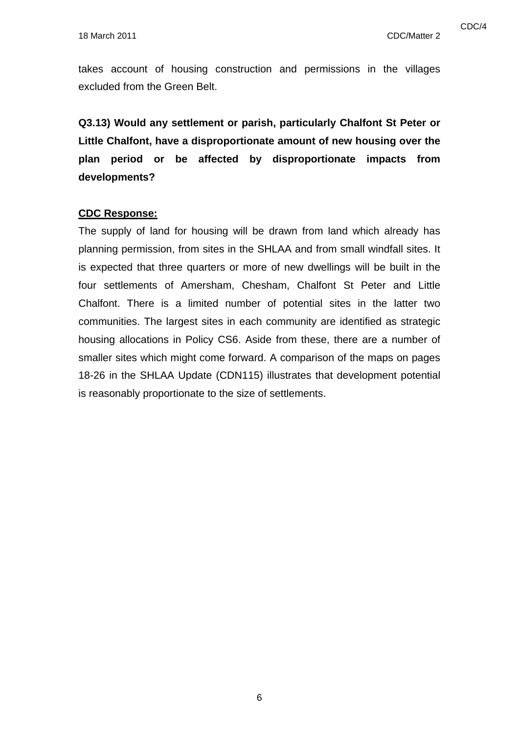takes account of housing construction and permissions in the villages excluded from the Green Belt.

**Q3.13) Would any settlement or parish, particularly Chalfont St Peter or Little Chalfont, have a disproportionate amount of new housing over the plan period or be affected by disproportionate impacts from developments?**

**CDC Response:**

The supply of land for housing will be drawn from land which already has planning permission, from sites in the SHLAA and from small windfall sites. It is expected that three quarters or more of new dwellings will be built in the four settlements of Amersham, Chesham, Chalfont St Peter and Little Chalfont. There is a limited number of potential sites in the latter two communities. The largest sites in each community are identified as strategic housing allocations in Policy CS6. Aside from these, there are a number of smaller sites which might come forward. A comparison of the maps on pages 18-26 in the SHLAA Update (CDN115) illustrates that development potential is reasonably proportionate to the size of settlements.